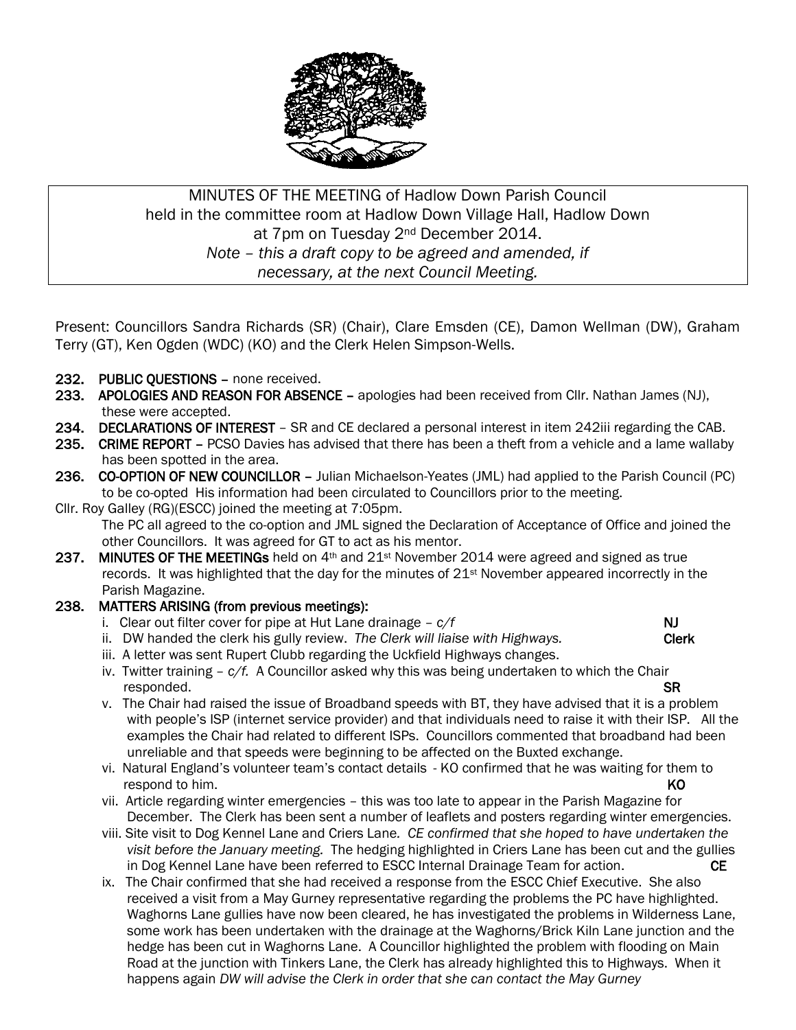MINUTES OF THE MEETING of Hadlow Down Parish Council
held in the committee room at Hadlow Down Village Hall, Hadlow Down
at 7pm on Tuesday 2nd December 2014.
*Note – this a draft copy to be agreed and amended, if necessary, at the next Council Meeting.*

Present: Councillors Sandra Richards (SR) (Chair), Clare Emsden (CE), Damon Wellman (DW), Graham Terry (GT), Ken Ogden (WDC) (KO) and the Clerk Helen Simpson-Wells.

**232. PUBLIC QUESTIONS** – none received.

**233. APOLOGIES AND REASON FOR ABSENCE** – apologies had been received from Cllr. Nathan James (NJ), these were accepted.

**234. DECLARATIONS OF INTEREST** – SR and CE declared a personal interest in item 242iii regarding the CAB.

**235. CRIME REPORT** – PCSO Davies has advised that there has been a theft from a vehicle and a lame wallaby has been spotted in the area.

**236. CO-OPTION OF NEW COUNCILLOR** – Julian Michaelson-Yeates (JML) had applied to the Parish Council (PC) to be co-opted His information had been circulated to Councillors prior to the meeting.

Cllr. Roy Galley (RG)(ESCC) joined the meeting at 7:05pm.

The PC all agreed to the co-option and JML signed the Declaration of Acceptance of Office and joined the other Councillors. It was agreed for GT to act as his mentor.

**237. MINUTES OF THE MEETINGs** held on 4th and 21st November 2014 were agreed and signed as true records. It was highlighted that the day for the minutes of 21st November appeared incorrectly in the Parish Magazine.

**238. MATTERS ARISING (from previous meetings):**

i. Clear out filter cover for pipe at Hut Lane drainage – *c/f* **NJ**

ii. DW handed the clerk his gully review. *The Clerk will liaise with Highways.* **Clerk**

iii. A letter was sent Rupert Clubb regarding the Uckfield Highways changes.

iv. Twitter training – *c/f.* A Councillor asked why this was being undertaken to which the Chair responded. **SR**

v. The Chair had raised the issue of Broadband speeds with BT, they have advised that it is a problem with people's ISP (internet service provider) and that individuals need to raise it with their ISP. All the examples the Chair had related to different ISPs. Councillors commented that broadband had been unreliable and that speeds were beginning to be affected on the Buxted exchange.

vi. Natural England's volunteer team's contact details - KO confirmed that he was waiting for them to respond to him. **KO**

vii. Article regarding winter emergencies – this was too late to appear in the Parish Magazine for December. The Clerk has been sent a number of leaflets and posters regarding winter emergencies.

viii. Site visit to Dog Kennel Lane and Criers Lane. *CE confirmed that she hoped to have undertaken the visit before the January meeting.* The hedging highlighted in Criers Lane has been cut and the gullies in Dog Kennel Lane have been referred to ESCC Internal Drainage Team for action. **CE**

ix. The Chair confirmed that she had received a response from the ESCC Chief Executive. She also received a visit from a May Gurney representative regarding the problems the PC have highlighted. Waghorns Lane gullies have now been cleared, he has investigated the problems in Wilderness Lane, some work has been undertaken with the drainage at the Waghorns/Brick Kiln Lane junction and the hedge has been cut in Waghorns Lane. A Councillor highlighted the problem with flooding on Main Road at the junction with Tinkers Lane, the Clerk has already highlighted this to Highways. When it happens again *DW will advise the Clerk in order that she can contact the May Gurney*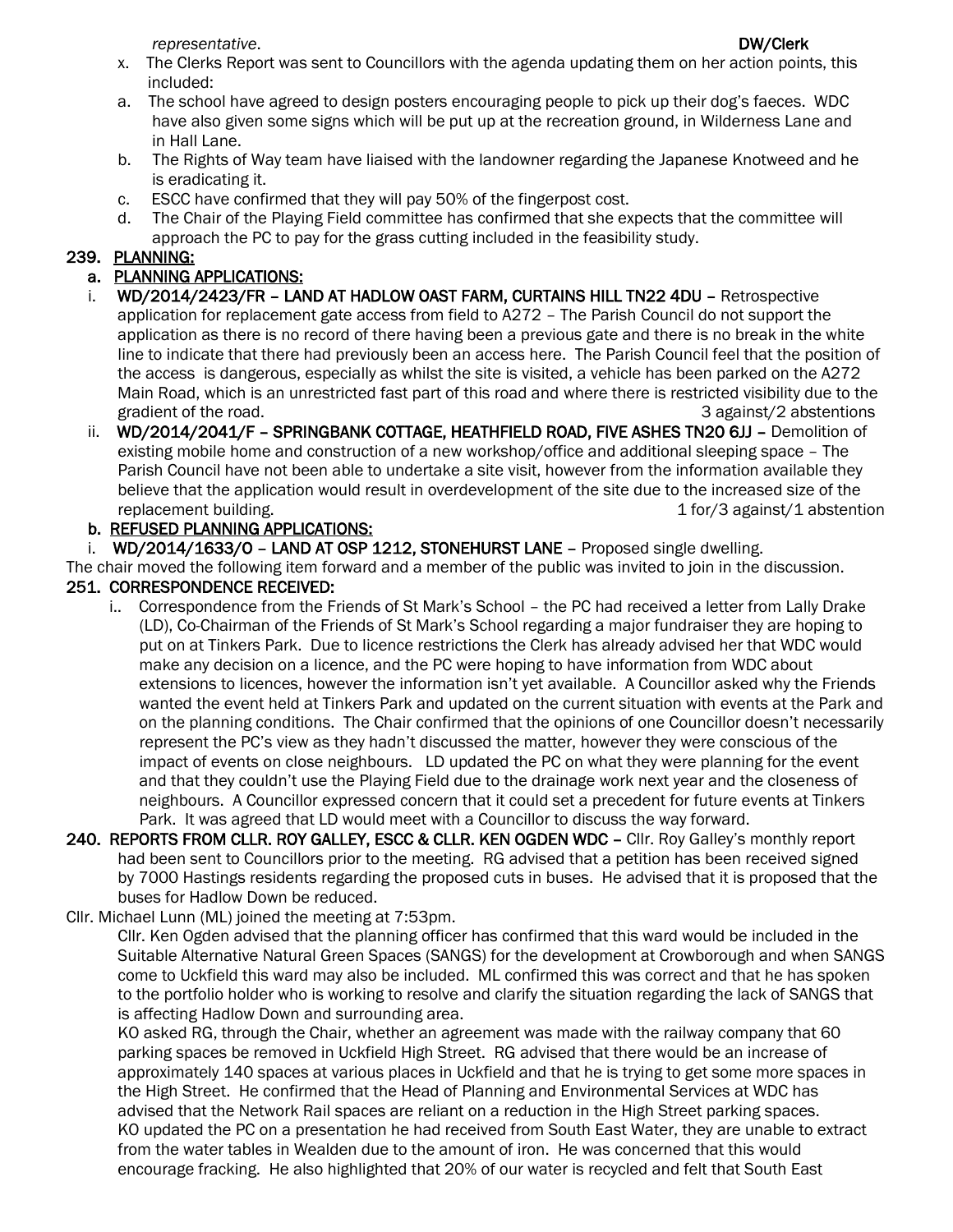*representative*. **DW/Clerk**

x. The Clerks Report was sent to Councillors with the agenda updating them on her action points, this included:

a. The school have agreed to design posters encouraging people to pick up their dog's faeces. WDC have also given some signs which will be put up at the recreation ground, in Wilderness Lane and in Hall Lane.

b. The Rights of Way team have liaised with the landowner regarding the Japanese Knotweed and he is eradicating it.

c. ESCC have confirmed that they will pay 50% of the fingerpost cost.

d. The Chair of the Playing Field committee has confirmed that she expects that the committee will approach the PC to pay for the grass cutting included in the feasibility study.

**239. PLANNING:**

**a. PLANNING APPLICATIONS:**

i. **WD/2014/2423/FR – LAND AT HADLOW OAST FARM, CURTAINS HILL TN22 4DU –** Retrospective application for replacement gate access from field to A272 – The Parish Council do not support the application as there is no record of there having been a previous gate and there is no break in the white line to indicate that there had previously been an access here. The Parish Council feel that the position of the access is dangerous, especially as whilst the site is visited, a vehicle has been parked on the A272 Main Road, which is an unrestricted fast part of this road and where there is restricted visibility due to the gradient of the road. 3 against/2 abstentions

ii. **WD/2014/2041/F – SPRINGBANK COTTAGE, HEATHFIELD ROAD, FIVE ASHES TN20 6JJ –** Demolition of existing mobile home and construction of a new workshop/office and additional sleeping space – The Parish Council have not been able to undertake a site visit, however from the information available they believe that the application would result in overdevelopment of the site due to the increased size of the replacement building. 1 for/3 against/1 abstention

**b. REFUSED PLANNING APPLICATIONS:**

i. **WD/2014/1633/O – LAND AT OSP 1212, STONEHURST LANE –** Proposed single dwelling.

The chair moved the following item forward and a member of the public was invited to join in the discussion.

**251. CORRESPONDENCE RECEIVED:**

i.. Correspondence from the Friends of St Mark's School – the PC had received a letter from Lally Drake (LD), Co-Chairman of the Friends of St Mark's School regarding a major fundraiser they are hoping to put on at Tinkers Park. Due to licence restrictions the Clerk has already advised her that WDC would make any decision on a licence, and the PC were hoping to have information from WDC about extensions to licences, however the information isn't yet available. A Councillor asked why the Friends wanted the event held at Tinkers Park and updated on the current situation with events at the Park and on the planning conditions. The Chair confirmed that the opinions of one Councillor doesn't necessarily represent the PC's view as they hadn't discussed the matter, however they were conscious of the impact of events on close neighbours. LD updated the PC on what they were planning for the event and that they couldn't use the Playing Field due to the drainage work next year and the closeness of neighbours. A Councillor expressed concern that it could set a precedent for future events at Tinkers Park. It was agreed that LD would meet with a Councillor to discuss the way forward.

**240. REPORTS FROM CLLR. ROY GALLEY, ESCC & CLLR. KEN OGDEN WDC –** Cllr. Roy Galley's monthly report had been sent to Councillors prior to the meeting. RG advised that a petition has been received signed by 7000 Hastings residents regarding the proposed cuts in buses. He advised that it is proposed that the buses for Hadlow Down be reduced.

Cllr. Michael Lunn (ML) joined the meeting at 7:53pm.

Cllr. Ken Ogden advised that the planning officer has confirmed that this ward would be included in the Suitable Alternative Natural Green Spaces (SANGS) for the development at Crowborough and when SANGS come to Uckfield this ward may also be included. ML confirmed this was correct and that he has spoken to the portfolio holder who is working to resolve and clarify the situation regarding the lack of SANGS that is affecting Hadlow Down and surrounding area.

KO asked RG, through the Chair, whether an agreement was made with the railway company that 60 parking spaces be removed in Uckfield High Street. RG advised that there would be an increase of approximately 140 spaces at various places in Uckfield and that he is trying to get some more spaces in the High Street. He confirmed that the Head of Planning and Environmental Services at WDC has advised that the Network Rail spaces are reliant on a reduction in the High Street parking spaces.

KO updated the PC on a presentation he had received from South East Water, they are unable to extract from the water tables in Wealden due to the amount of iron. He was concerned that this would encourage fracking. He also highlighted that 20% of our water is recycled and felt that South East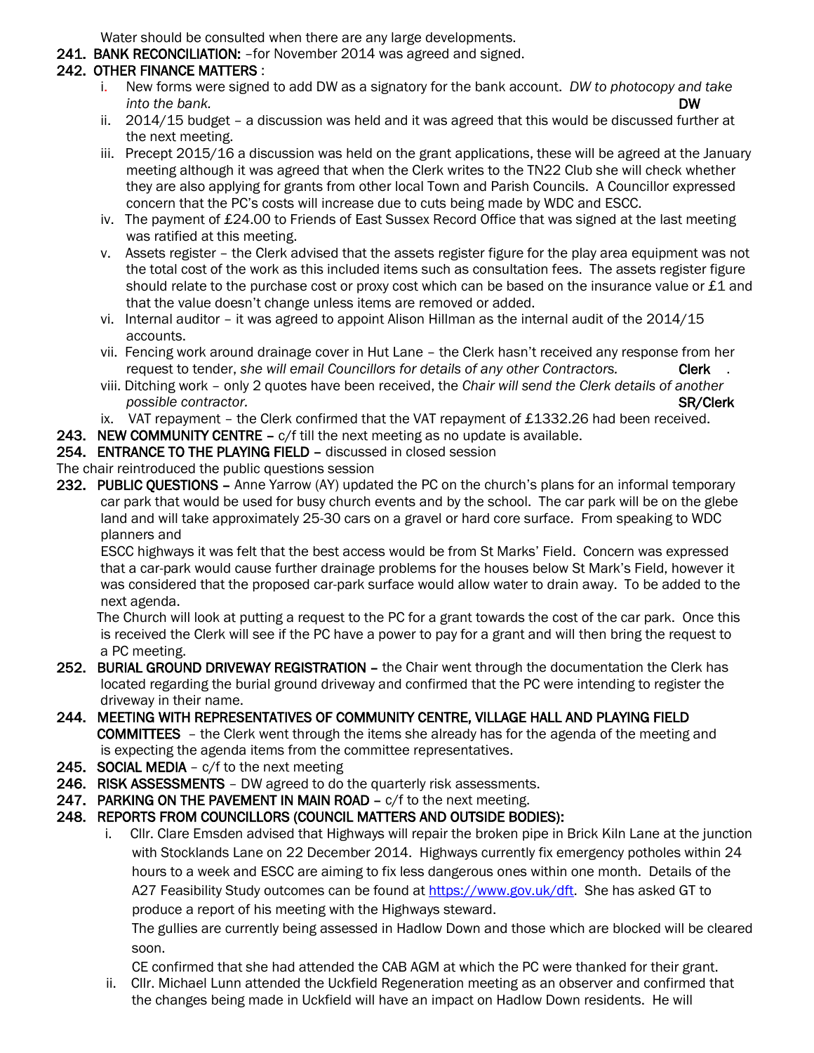Water should be consulted when there are any large developments.

**241. BANK RECONCILIATION:** –for November 2014 was agreed and signed.

**242. OTHER FINANCE MATTERS** :

i. New forms were signed to add DW as a signatory for the bank account. *DW to photocopy and take into the bank.* **DW**

ii. 2014/15 budget – a discussion was held and it was agreed that this would be discussed further at the next meeting.

iii. Precept 2015/16 a discussion was held on the grant applications, these will be agreed at the January meeting although it was agreed that when the Clerk writes to the TN22 Club she will check whether they are also applying for grants from other local Town and Parish Councils. A Councillor expressed concern that the PC's costs will increase due to cuts being made by WDC and ESCC.

iv. The payment of £24.00 to Friends of East Sussex Record Office that was signed at the last meeting was ratified at this meeting.

v. Assets register – the Clerk advised that the assets register figure for the play area equipment was not the total cost of the work as this included items such as consultation fees. The assets register figure should relate to the purchase cost or proxy cost which can be based on the insurance value or £1 and that the value doesn't change unless items are removed or added.

vi. Internal auditor – it was agreed to appoint Alison Hillman as the internal audit of the 2014/15 accounts.

vii. Fencing work around drainage cover in Hut Lane – the Clerk hasn't received any response from her request to tender, *she will email Councillors for details of any other Contractors.* **Clerk** .

viii. Ditching work – only 2 quotes have been received, the *Chair will send the Clerk details of another possible contractor.* **SR/Clerk**

ix. VAT repayment – the Clerk confirmed that the VAT repayment of £1332.26 had been received.

**243. NEW COMMUNITY CENTRE –** c/f till the next meeting as no update is available.

**254. ENTRANCE TO THE PLAYING FIELD –** discussed in closed session

The chair reintroduced the public questions session

**232. PUBLIC QUESTIONS –** Anne Yarrow (AY) updated the PC on the church's plans for an informal temporary car park that would be used for busy church events and by the school. The car park will be on the glebe land and will take approximately 25-30 cars on a gravel or hard core surface. From speaking to WDC planners and

ESCC highways it was felt that the best access would be from St Marks' Field. Concern was expressed that a car-park would cause further drainage problems for the houses below St Mark's Field, however it was considered that the proposed car-park surface would allow water to drain away. To be added to the next agenda.

The Church will look at putting a request to the PC for a grant towards the cost of the car park. Once this is received the Clerk will see if the PC have a power to pay for a grant and will then bring the request to a PC meeting.

**252. BURIAL GROUND DRIVEWAY REGISTRATION –** the Chair went through the documentation the Clerk has located regarding the burial ground driveway and confirmed that the PC were intending to register the driveway in their name.

**244. MEETING WITH REPRESENTATIVES OF COMMUNITY CENTRE, VILLAGE HALL AND PLAYING FIELD COMMITTEES** – the Clerk went through the items she already has for the agenda of the meeting and is expecting the agenda items from the committee representatives.

**245. SOCIAL MEDIA** – c/f to the next meeting

**246. RISK ASSESSMENTS** – DW agreed to do the quarterly risk assessments.

**247. PARKING ON THE PAVEMENT IN MAIN ROAD –** c/f to the next meeting.

**248. REPORTS FROM COUNCILLORS (COUNCIL MATTERS AND OUTSIDE BODIES):**

i. Cllr. Clare Emsden advised that Highways will repair the broken pipe in Brick Kiln Lane at the junction with Stocklands Lane on 22 December 2014. Highways currently fix emergency potholes within 24 hours to a week and ESCC are aiming to fix less dangerous ones within one month. Details of the A27 Feasibility Study outcomes can be found at https://www.gov.uk/dft. She has asked GT to produce a report of his meeting with the Highways steward.

The gullies are currently being assessed in Hadlow Down and those which are blocked will be cleared soon.

CE confirmed that she had attended the CAB AGM at which the PC were thanked for their grant.

ii. Cllr. Michael Lunn attended the Uckfield Regeneration meeting as an observer and confirmed that the changes being made in Uckfield will have an impact on Hadlow Down residents. He will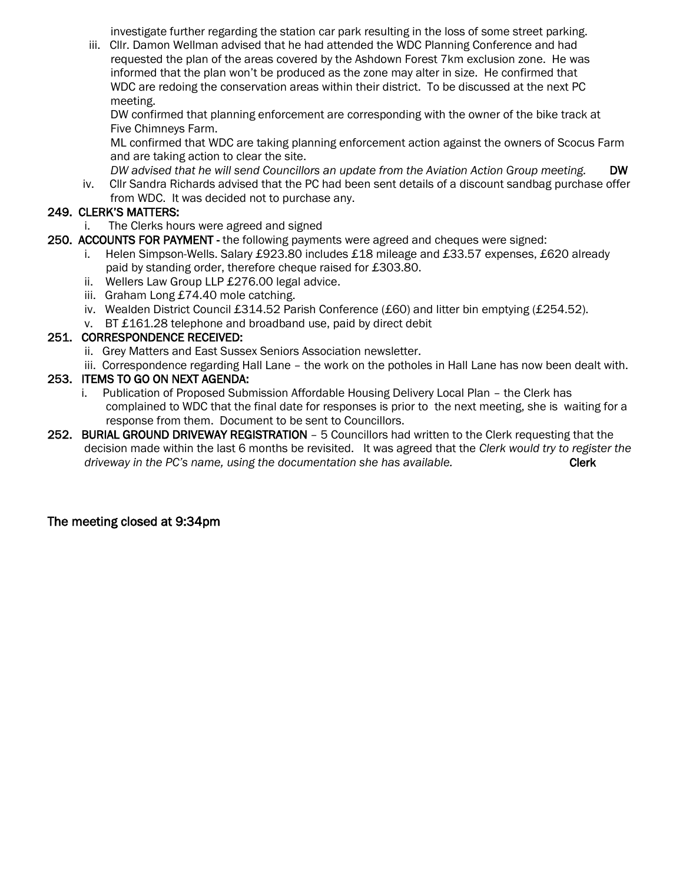investigate further regarding the station car park resulting in the loss of some street parking.

iii. Cllr. Damon Wellman advised that he had attended the WDC Planning Conference and had requested the plan of the areas covered by the Ashdown Forest 7km exclusion zone. He was informed that the plan won't be produced as the zone may alter in size. He confirmed that WDC are redoing the conservation areas within their district. To be discussed at the next PC meeting.

DW confirmed that planning enforcement are corresponding with the owner of the bike track at Five Chimneys Farm.

ML confirmed that WDC are taking planning enforcement action against the owners of Scocus Farm and are taking action to clear the site.

*DW advised that he will send Councillors an update from the Aviation Action Group meeting.* **DW**

iv. Cllr Sandra Richards advised that the PC had been sent details of a discount sandbag purchase offer from WDC. It was decided not to purchase any.

**249. CLERK'S MATTERS:**

i. The Clerks hours were agreed and signed

**250. ACCOUNTS FOR PAYMENT -** the following payments were agreed and cheques were signed:

i. Helen Simpson-Wells. Salary £923.80 includes £18 mileage and £33.57 expenses, £620 already paid by standing order, therefore cheque raised for £303.80.
ii. Wellers Law Group LLP £276.00 legal advice.
iii. Graham Long £74.40 mole catching.
iv. Wealden District Council £314.52 Parish Conference (£60) and litter bin emptying (£254.52).
v. BT £161.28 telephone and broadband use, paid by direct debit

**251. CORRESPONDENCE RECEIVED:**

ii. Grey Matters and East Sussex Seniors Association newsletter.
iii. Correspondence regarding Hall Lane – the work on the potholes in Hall Lane has now been dealt with.

**253. ITEMS TO GO ON NEXT AGENDA:**

i. Publication of Proposed Submission Affordable Housing Delivery Local Plan – the Clerk has complained to WDC that the final date for responses is prior to the next meeting, she is waiting for a response from them. Document to be sent to Councillors.

**252. BURIAL GROUND DRIVEWAY REGISTRATION** – 5 Councillors had written to the Clerk requesting that the decision made within the last 6 months be revisited. It was agreed that the *Clerk would try to register the driveway in the PC's name, using the documentation she has available.* **Clerk**

The meeting closed at 9:34pm